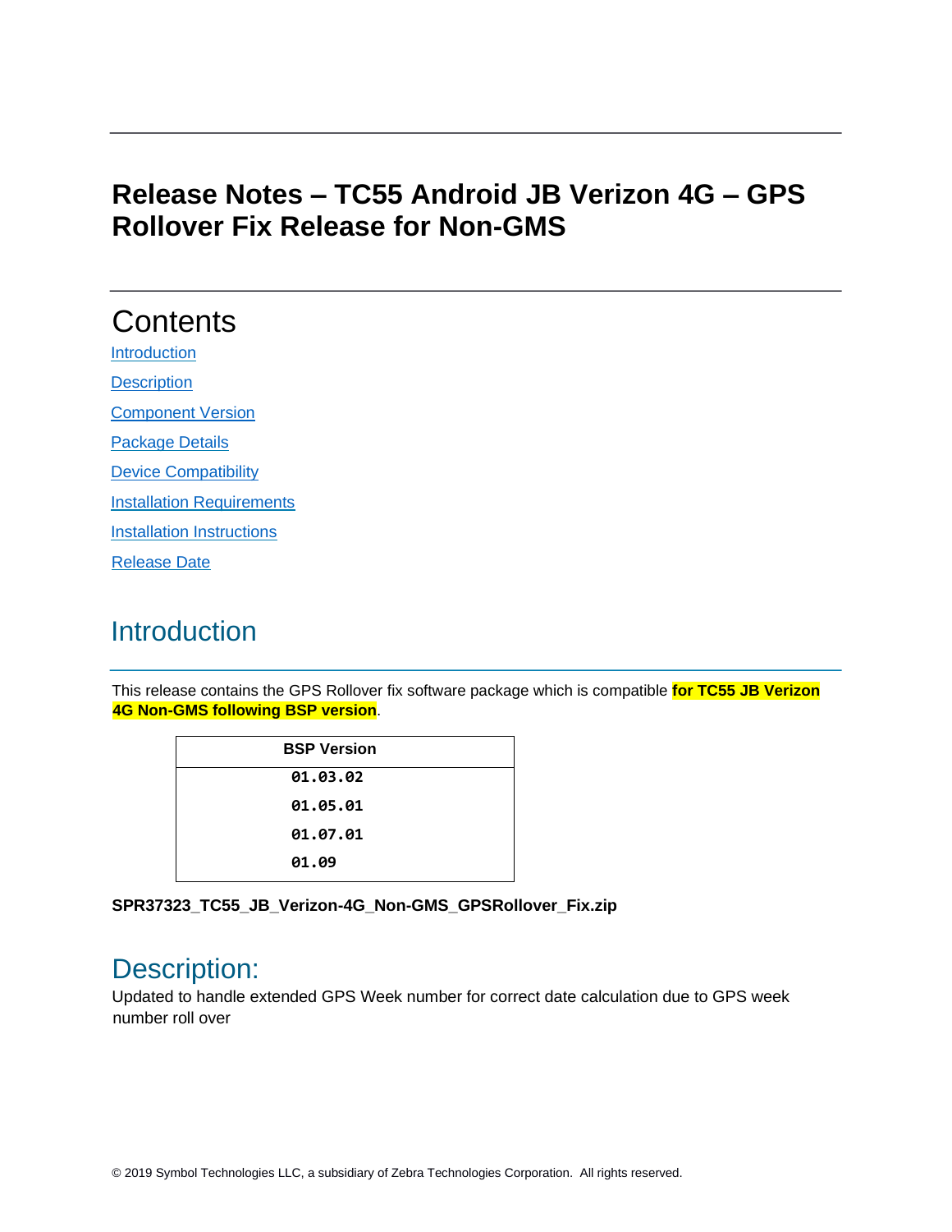# Release Notes – TC55 Android JB Verizon 4G – GPS Rollover Fix Release for Non-GMS

## Contents

Introduction

Description

Component Version

Package Details

Device Compatibility

Installation Requirements

Installation Instructions

Release Date

## Introduction

This release contains the GPS Rollover fix software package which is compatible **for TC55 JB Verizon 4G Non-GMS following BSP version**.

| BSP Version |
| --- |
| 01.03.02 |
| 01.05.01 |
| 01.07.01 |
| 01.09 |

**SPR37323_TC55_JB_Verizon-4G_Non-GMS_GPSRollover_Fix.zip**

## Description:

Updated to handle extended GPS Week number for correct date calculation due to GPS week number roll over

© 2019 Symbol Technologies LLC, a subsidiary of Zebra Technologies Corporation. All rights reserved.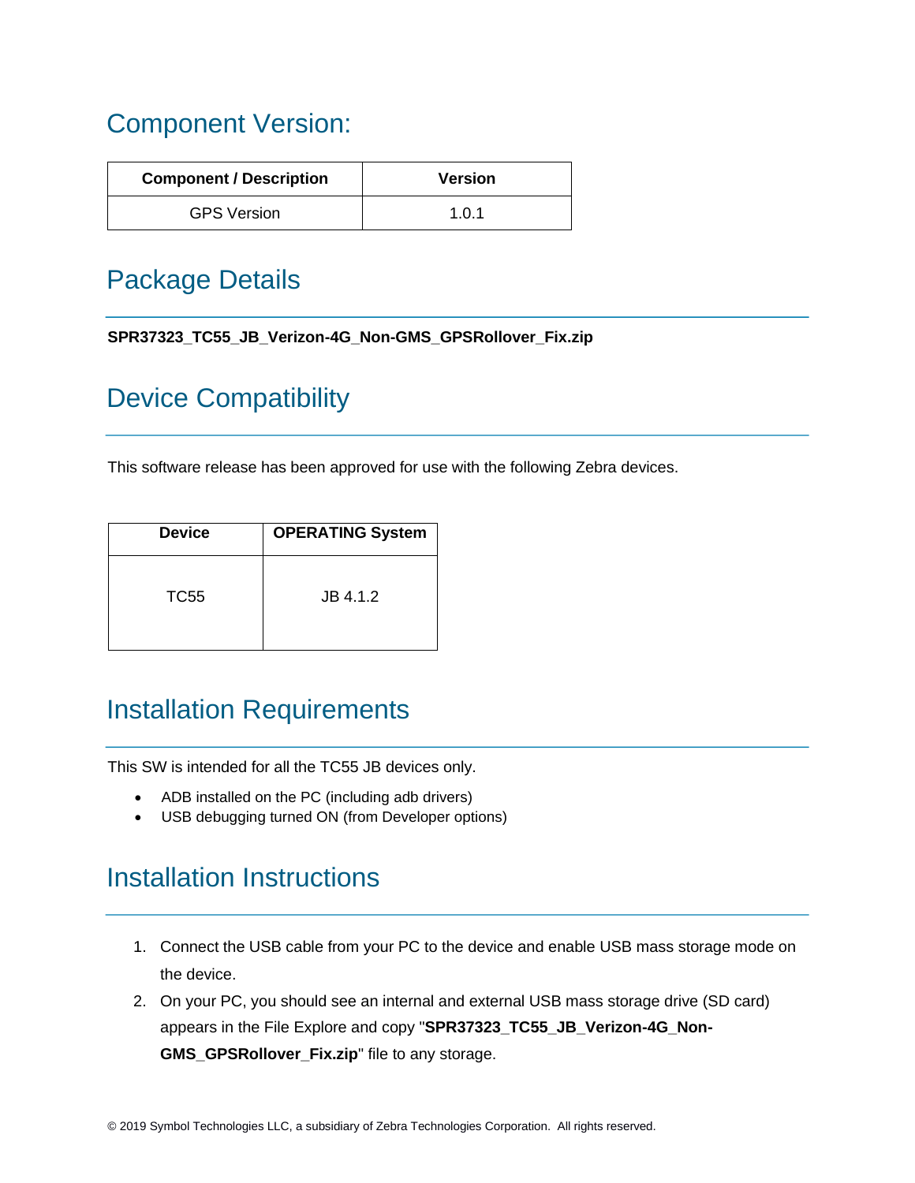## Component Version:

| Component / Description | Version |
|---|---|
| GPS Version | 1.0.1 |

## Package Details

**SPR37323_TC55_JB_Verizon-4G_Non-GMS_GPSRollover_Fix.zip**

## Device Compatibility

This software release has been approved for use with the following Zebra devices.

| Device | OPERATING System |
|---|---|
| TC55 | JB 4.1.2 |

## Installation Requirements

This SW is intended for all the TC55 JB devices only.

- ADB installed on the PC (including adb drivers)
- USB debugging turned ON (from Developer options)

## Installation Instructions

1. Connect the USB cable from your PC to the device and enable USB mass storage mode on the device.
2. On your PC, you should see an internal and external USB mass storage drive (SD card) appears in the File Explore and copy "**SPR37323_TC55_JB_Verizon-4G_Non-GMS_GPSRollover_Fix.zip**" file to any storage.

© 2019 Symbol Technologies LLC, a subsidiary of Zebra Technologies Corporation. All rights reserved.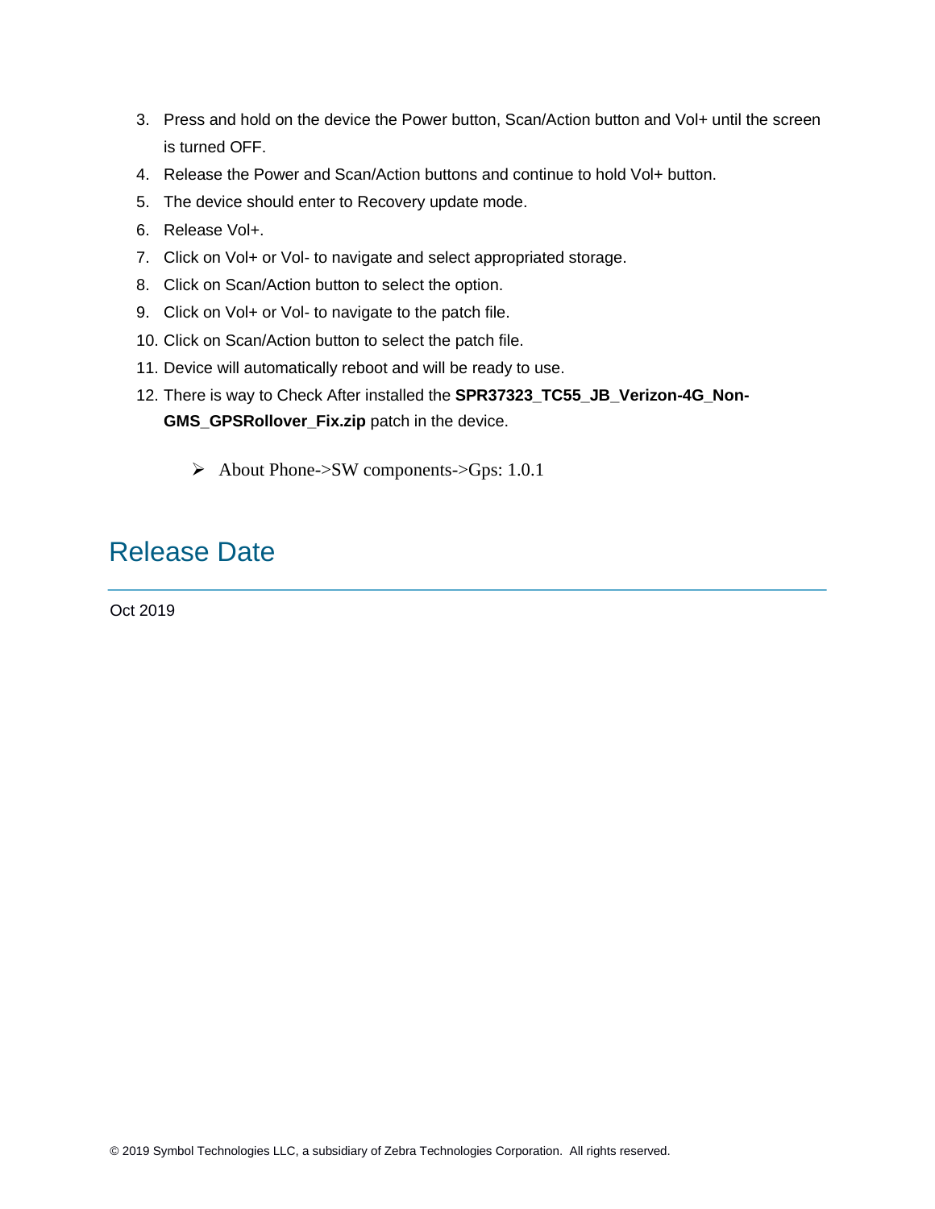3. Press and hold on the device the Power button, Scan/Action button and Vol+ until the screen is turned OFF.
4. Release the Power and Scan/Action buttons and continue to hold Vol+ button.
5. The device should enter to Recovery update mode.
6. Release Vol+.
7. Click on Vol+ or Vol- to navigate and select appropriated storage.
8. Click on Scan/Action button to select the option.
9. Click on Vol+ or Vol- to navigate to the patch file.
10. Click on Scan/Action button to select the patch file.
11. Device will automatically reboot and will be ready to use.
12. There is way to Check After installed the **SPR37323_TC55_JB_Verizon-4G_Non-GMS_GPSRollover_Fix.zip** patch in the device.

    - About Phone->SW components->Gps: 1.0.1

## Release Date

Oct 2019

© 2019 Symbol Technologies LLC, a subsidiary of Zebra Technologies Corporation. All rights reserved.